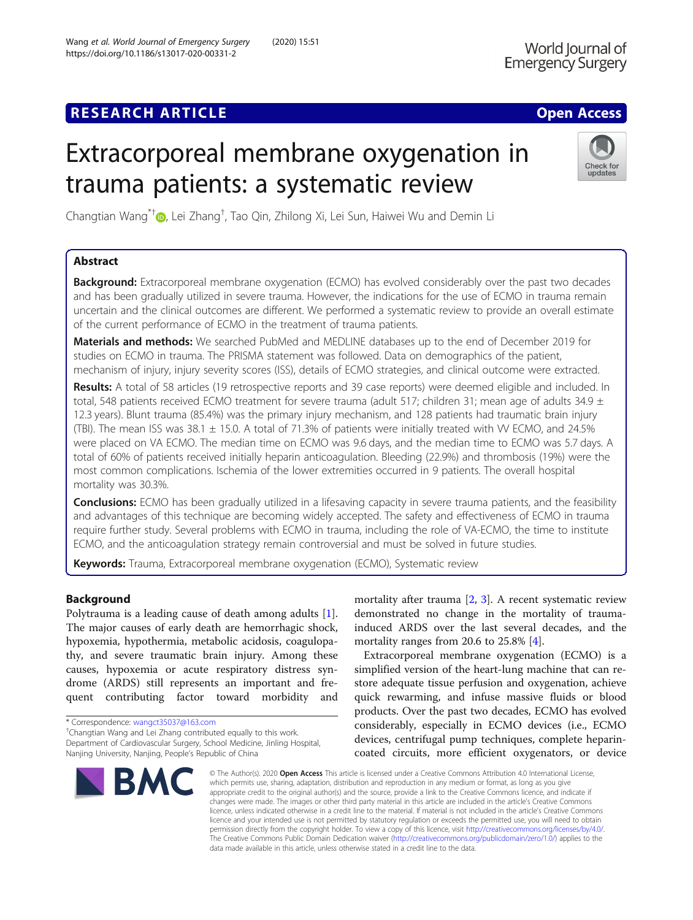RESEARCH ARTICLE

Open Access

# Extracorporeal membrane oxygenation in trauma patients: a systematic review

Changtian Wang[*†], Lei Zhang[†], Tao Qin, Zhilong Xi, Lei Sun, Haiwei Wu and Demin Li

## Abstract

**Background:** Extracorporeal membrane oxygenation (ECMO) has evolved considerably over the past two decades and has been gradually utilized in severe trauma. However, the indications for the use of ECMO in trauma remain uncertain and the clinical outcomes are different. We performed a systematic review to provide an overall estimate of the current performance of ECMO in the treatment of trauma patients.

**Materials and methods:** We searched PubMed and MEDLINE databases up to the end of December 2019 for studies on ECMO in trauma. The PRISMA statement was followed. Data on demographics of the patient, mechanism of injury, injury severity scores (ISS), details of ECMO strategies, and clinical outcome were extracted.

**Results:** A total of 58 articles (19 retrospective reports and 39 case reports) were deemed eligible and included. In total, 548 patients received ECMO treatment for severe trauma (adult 517; children 31; mean age of adults 34.9 ± 12.3 years). Blunt trauma (85.4%) was the primary injury mechanism, and 128 patients had traumatic brain injury (TBI). The mean ISS was 38.1 ± 15.0. A total of 71.3% of patients were initially treated with VV ECMO, and 24.5% were placed on VA ECMO. The median time on ECMO was 9.6 days, and the median time to ECMO was 5.7 days. A total of 60% of patients received initially heparin anticoagulation. Bleeding (22.9%) and thrombosis (19%) were the most common complications. Ischemia of the lower extremities occurred in 9 patients. The overall hospital mortality was 30.3%.

**Conclusions:** ECMO has been gradually utilized in a lifesaving capacity in severe trauma patients, and the feasibility and advantages of this technique are becoming widely accepted. The safety and effectiveness of ECMO in trauma require further study. Several problems with ECMO in trauma, including the role of VA-ECMO, the time to institute ECMO, and the anticoagulation strategy remain controversial and must be solved in future studies.

**Keywords:** Trauma, Extracorporeal membrane oxygenation (ECMO), Systematic review

## Background

Polytrauma is a leading cause of death among adults [1]. The major causes of early death are hemorrhagic shock, hypoxemia, hypothermia, metabolic acidosis, coagulopathy, and severe traumatic brain injury. Among these causes, hypoxemia or acute respiratory distress syndrome (ARDS) still represents an important and frequent contributing factor toward morbidity and mortality after trauma [2, 3]. A recent systematic review demonstrated no change in the mortality of trauma-induced ARDS over the last several decades, and the mortality ranges from 20.6 to 25.8% [4].

Extracorporeal membrane oxygenation (ECMO) is a simplified version of the heart-lung machine that can restore adequate tissue perfusion and oxygenation, achieve quick rewarming, and infuse massive fluids or blood products. Over the past two decades, ECMO has evolved considerably, especially in ECMO devices (i.e., ECMO devices, centrifugal pump techniques, complete heparin-coated circuits, more efficient oxygenators, or device

* Correspondence: wangct35037@163.com
[†]Changtian Wang and Lei Zhang contributed equally to this work.
Department of Cardiovascular Surgery, School Medicine, Jinling Hospital, Nanjing University, Nanjing, People's Republic of China

© The Author(s). 2020 **Open Access** This article is licensed under a Creative Commons Attribution 4.0 International License, which permits use, sharing, adaptation, distribution and reproduction in any medium or format, as long as you give appropriate credit to the original author(s) and the source, provide a link to the Creative Commons licence, and indicate if changes were made. The images or other third party material in this article are included in the article's Creative Commons licence, unless indicated otherwise in a credit line to the material. If material is not included in the article's Creative Commons licence and your intended use is not permitted by statutory regulation or exceeds the permitted use, you will need to obtain permission directly from the copyright holder. To view a copy of this licence, visit http://creativecommons.org/licenses/by/4.0/. The Creative Commons Public Domain Dedication waiver (http://creativecommons.org/publicdomain/zero/1.0/) applies to the data made available in this article, unless otherwise stated in a credit line to the data.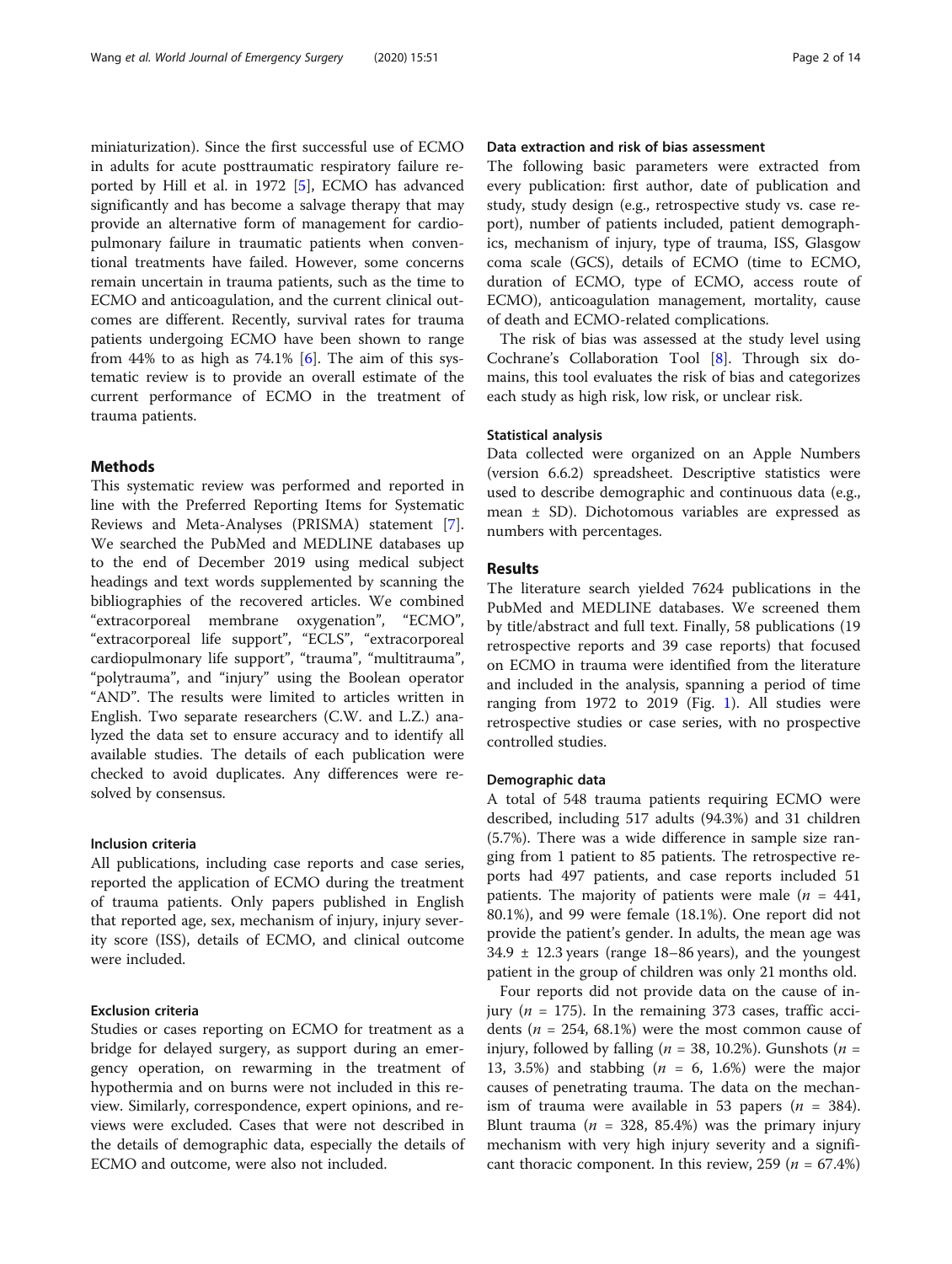miniaturization). Since the first successful use of ECMO in adults for acute posttraumatic respiratory failure reported by Hill et al. in 1972 [5], ECMO has advanced significantly and has become a salvage therapy that may provide an alternative form of management for cardiopulmonary failure in traumatic patients when conventional treatments have failed. However, some concerns remain uncertain in trauma patients, such as the time to ECMO and anticoagulation, and the current clinical outcomes are different. Recently, survival rates for trauma patients undergoing ECMO have been shown to range from 44% to as high as 74.1% [6]. The aim of this systematic review is to provide an overall estimate of the current performance of ECMO in the treatment of trauma patients.

## Methods

This systematic review was performed and reported in line with the Preferred Reporting Items for Systematic Reviews and Meta-Analyses (PRISMA) statement [7]. We searched the PubMed and MEDLINE databases up to the end of December 2019 using medical subject headings and text words supplemented by scanning the bibliographies of the recovered articles. We combined "extracorporeal membrane oxygenation", "ECMO", "extracorporeal life support", "ECLS", "extracorporeal cardiopulmonary life support", "trauma", "multitrauma", "polytrauma", and "injury" using the Boolean operator "AND". The results were limited to articles written in English. Two separate researchers (C.W. and L.Z.) analyzed the data set to ensure accuracy and to identify all available studies. The details of each publication were checked to avoid duplicates. Any differences were resolved by consensus.

### Inclusion criteria

All publications, including case reports and case series, reported the application of ECMO during the treatment of trauma patients. Only papers published in English that reported age, sex, mechanism of injury, injury severity score (ISS), details of ECMO, and clinical outcome were included.

### Exclusion criteria

Studies or cases reporting on ECMO for treatment as a bridge for delayed surgery, as support during an emergency operation, on rewarming in the treatment of hypothermia and on burns were not included in this review. Similarly, correspondence, expert opinions, and reviews were excluded. Cases that were not described in the details of demographic data, especially the details of ECMO and outcome, were also not included.

### Data extraction and risk of bias assessment

The following basic parameters were extracted from every publication: first author, date of publication and study, study design (e.g., retrospective study vs. case report), number of patients included, patient demographics, mechanism of injury, type of trauma, ISS, Glasgow coma scale (GCS), details of ECMO (time to ECMO, duration of ECMO, type of ECMO, access route of ECMO), anticoagulation management, mortality, cause of death and ECMO-related complications.

The risk of bias was assessed at the study level using Cochrane's Collaboration Tool [8]. Through six domains, this tool evaluates the risk of bias and categorizes each study as high risk, low risk, or unclear risk.

### Statistical analysis

Data collected were organized on an Apple Numbers (version 6.6.2) spreadsheet. Descriptive statistics were used to describe demographic and continuous data (e.g., mean ± SD). Dichotomous variables are expressed as numbers with percentages.

## Results

The literature search yielded 7624 publications in the PubMed and MEDLINE databases. We screened them by title/abstract and full text. Finally, 58 publications (19 retrospective reports and 39 case reports) that focused on ECMO in trauma were identified from the literature and included in the analysis, spanning a period of time ranging from 1972 to 2019 (Fig. 1). All studies were retrospective studies or case series, with no prospective controlled studies.

### Demographic data

A total of 548 trauma patients requiring ECMO were described, including 517 adults (94.3%) and 31 children (5.7%). There was a wide difference in sample size ranging from 1 patient to 85 patients. The retrospective reports had 497 patients, and case reports included 51 patients. The majority of patients were male ($n$ = 441, 80.1%), and 99 were female (18.1%). One report did not provide the patient's gender. In adults, the mean age was 34.9 ± 12.3 years (range 18–86 years), and the youngest patient in the group of children was only 21 months old.

Four reports did not provide data on the cause of injury ($n$ = 175). In the remaining 373 cases, traffic accidents ($n$ = 254, 68.1%) were the most common cause of injury, followed by falling ($n$ = 38, 10.2%). Gunshots ($n$ = 13, 3.5%) and stabbing ($n$ = 6, 1.6%) were the major causes of penetrating trauma. The data on the mechanism of trauma were available in 53 papers ($n$ = 384). Blunt trauma ($n$ = 328, 85.4%) was the primary injury mechanism with very high injury severity and a significant thoracic component. In this review, 259 ($n$ = 67.4%)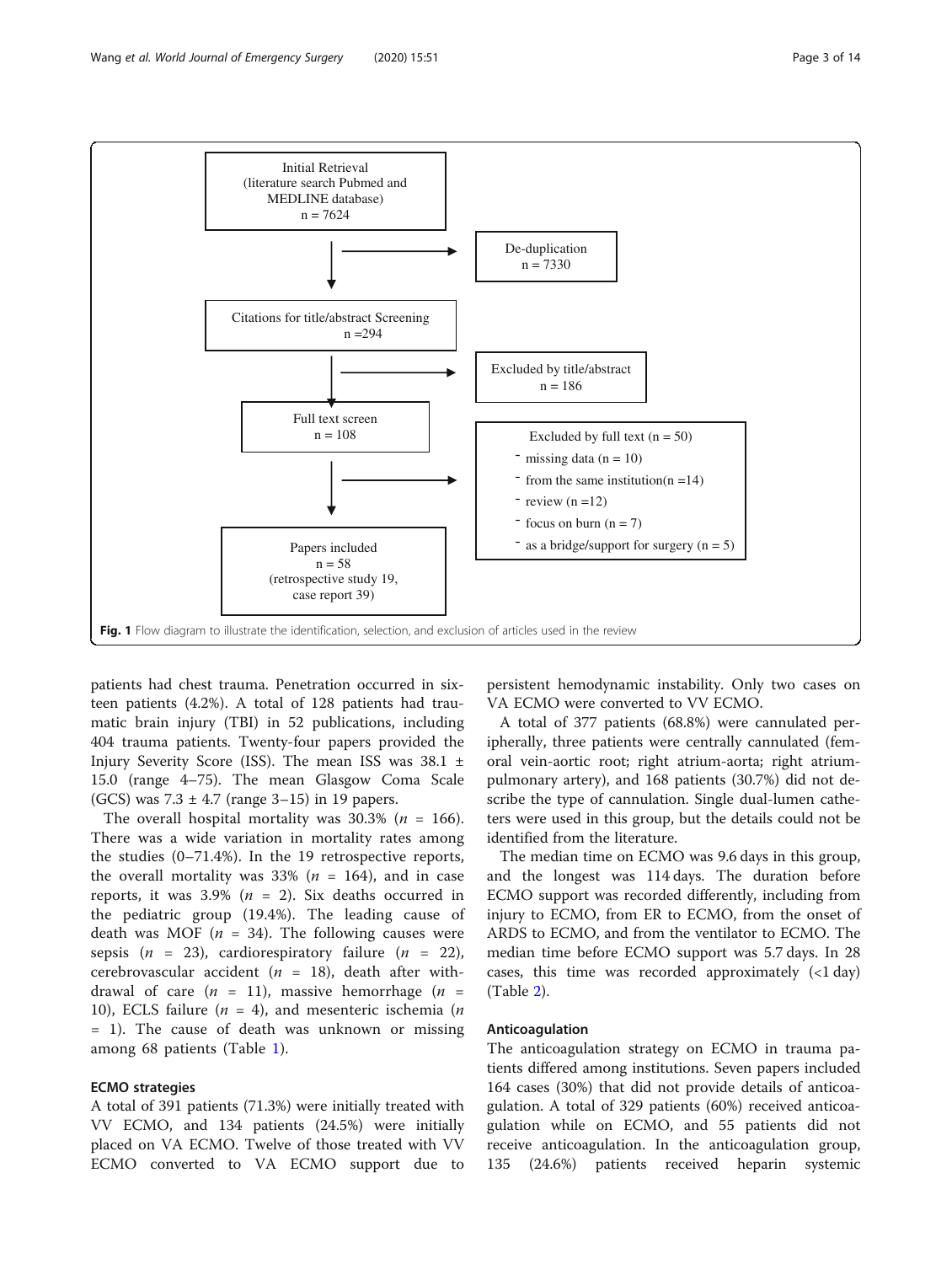Initial Retrieval
(literature search Pubmed and MEDLINE database)
n = 7624

De-duplication
n = 7330

Citations for title/abstract Screening
n =294

Excluded by title/abstract
n = 186

Full text screen
n = 108

Excluded by full text (n = 50)
- missing data (n = 10)
- from the same institution(n =14)
- review (n =12)
- focus on burn (n = 7)
- as a bridge/support for surgery (n = 5)

Papers included
n = 58
(retrospective study 19, case report 39)

**Fig. 1** Flow diagram to illustrate the identification, selection, and exclusion of articles used in the review

patients had chest trauma. Penetration occurred in sixteen patients (4.2%). A total of 128 patients had traumatic brain injury (TBI) in 52 publications, including 404 trauma patients. Twenty-four papers provided the Injury Severity Score (ISS). The mean ISS was 38.1 ± 15.0 (range 4–75). The mean Glasgow Coma Scale (GCS) was 7.3 ± 4.7 (range 3–15) in 19 papers.

The overall hospital mortality was 30.3% (*n* = 166). There was a wide variation in mortality rates among the studies (0–71.4%). In the 19 retrospective reports, the overall mortality was 33% (*n* = 164), and in case reports, it was 3.9% (*n* = 2). Six deaths occurred in the pediatric group (19.4%). The leading cause of death was MOF (*n* = 34). The following causes were sepsis (*n* = 23), cardiorespiratory failure (*n* = 22), cerebrovascular accident (*n* = 18), death after withdrawal of care (*n* = 11), massive hemorrhage (*n* = 10), ECLS failure (*n* = 4), and mesenteric ischemia (*n* = 1). The cause of death was unknown or missing among 68 patients (Table 1).

### ECMO strategies

A total of 391 patients (71.3%) were initially treated with VV ECMO, and 134 patients (24.5%) were initially placed on VA ECMO. Twelve of those treated with VV ECMO converted to VA ECMO support due to persistent hemodynamic instability. Only two cases on VA ECMO were converted to VV ECMO.

A total of 377 patients (68.8%) were cannulated peripherally, three patients were centrally cannulated (femoral vein-aortic root; right atrium-aorta; right atrium-pulmonary artery), and 168 patients (30.7%) did not describe the type of cannulation. Single dual-lumen catheters were used in this group, but the details could not be identified from the literature.

The median time on ECMO was 9.6 days in this group, and the longest was 114 days. The duration before ECMO support was recorded differently, including from injury to ECMO, from ER to ECMO, from the onset of ARDS to ECMO, and from the ventilator to ECMO. The median time before ECMO support was 5.7 days. In 28 cases, this time was recorded approximately (<1 day) (Table 2).

### Anticoagulation

The anticoagulation strategy on ECMO in trauma patients differed among institutions. Seven papers included 164 cases (30%) that did not provide details of anticoagulation. A total of 329 patients (60%) received anticoagulation while on ECMO, and 55 patients did not receive anticoagulation. In the anticoagulation group, 135 (24.6%) patients received heparin systemic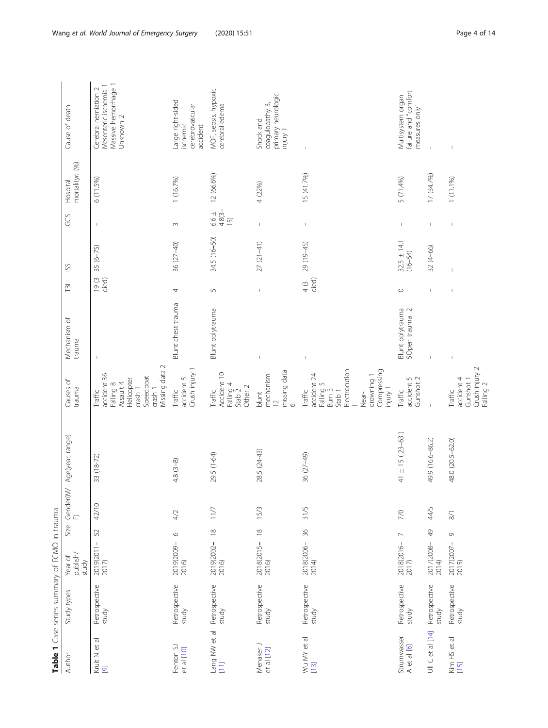**Table 1** Case series summary of ECMO in trauma

| Author | Study types | Year of publish/ study | Size | Gender(M/F) | Age(year, range) | Causes of trauma | Mechanism of trauma | TBI | ISS | GCS | Hospital mortalityn (%) | Cause of death |
|---|---|---|---|---|---|---|---|---|---|---|---|---|
| Kruit N et al [9] | Retrospective study | 2019(2011–2017) | 52 | 42/10 | 33 (18-72) | Traffic accident 36<br>Falling 8<br>Assault 4<br>Helicopter crash 1<br>Speedboat crash 1<br>Missing data 2 | – | 19 (3 died) | 35 (6–75) | – | 6 (11.5%) | Cerebral herniation 2<br>Mesenteric ischemia 1<br>Massive hemorrhage 1<br>Unknown 2 |
| Fenton SJ et al [10] | Retrospective study | 2019(2009–2016) | 6 | 4/2 | 4.8 (3–8) | Traffic accident 5<br>Crush injury 1 | Blunt chest trauma | 4 | 36 (27–40) | 3 | 1 (16.7%) | Large right-sided ischemic cerebrovascular accident |
| Lang NW et al [11] | Retrospective study | 2019(2002–2016) | 18 | 11/7 | 29.5 (1-64) | Traffic Accident 10<br>Falling 4<br>Stab 2<br>Other 2 | Blunt polytrauma | 5 | 34.5 (16–50) | 6.6 ± 4.8(3–15) | 12 (66.6%) | MOF, sepsis, hypoxic cerebral edema |
| Menaker J et al [12] | Retrospective study | 2018(2015–2016) | 18 | 15/3 | 28.5 (24-43) | blunt mechanism 12<br>missing data 6 | – | – | 27 (21–41) | – | 4 (22%) | Shock and coagulopathy 3, primary neurologic injury 1 |
| Wu MY et al [13] | Retrospective study | 2018(2006–2014) | 36 | 31/5 | 36 (27–49) | Traffic accident 24<br>Falling 5<br>Burn 3<br>Stab 1<br>Electrocution 1<br>Near-drowning 1<br>Compressing injury 1 | – | 4 (3 died) | 29 (19–45) | – | 15 (41.7%) | - |
| Strumwasser A et al [6] | Retrospective study | 2018(2016–2017) | 7 | 7/0 | 41 ± 15 ( 23–63 ) | Traffic accident 5<br>Gunshot 2 | Blunt polytrauma 5Open trauma 2 | 0 | 32.5 ± 14.1 (16–54) | – | 5 (71.4%) | Multisystem organ failure and "comfort measures only" |
| Ull C et al [14] | Retrospective study | 2017(2008–2014) | 49 | 44/5 | 49.9 (16.6–86.2) | – | – | – | 32 (4–66) | – | 17 (34.7%) | - |
| Kim HS et al [15] | Retrospective study | 2017(2007–2015) | 9 | 8/1 | 48.0 (20.5–62.0) | Traffic accident 4<br>Gunshot 1<br>Crush injury 2<br>Falling 2 | – | – | – | – | 1 (11.1%) | – |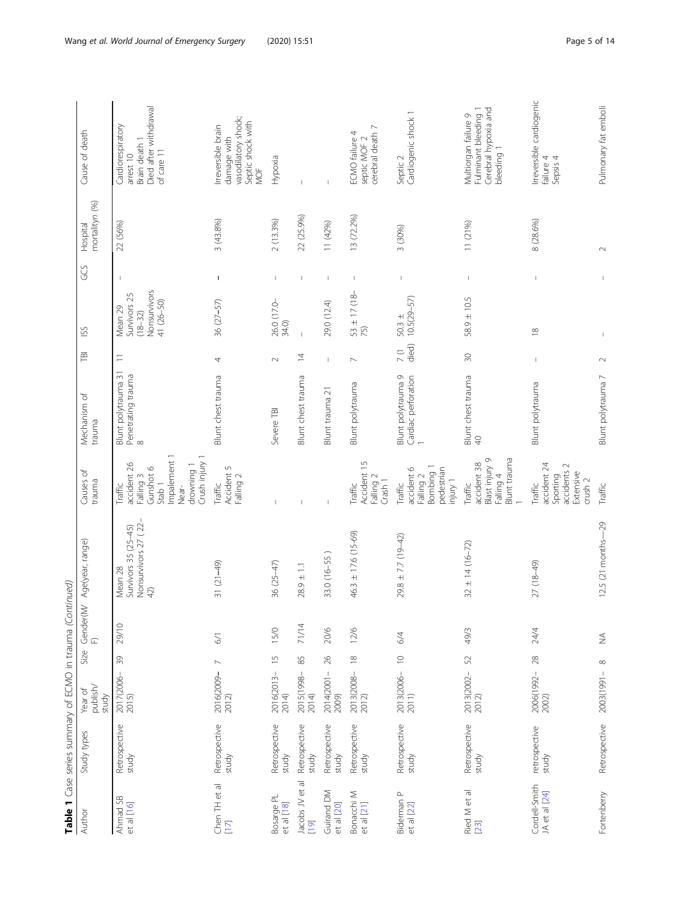**Table 1** Case series summary of ECMO in trauma *(Continued)*

| Author | Study types | Year of publish/ study | Size | Gender(M/ F) | Age(year, range) | Causes of trauma | Mechanism of trauma | TBI | ISS | GCS | Hospital mortality*n* (%) | Cause of death |
|---|---|---|---|---|---|---|---|---|---|---|---|---|
| Ahmad SB et al [16] | Retrospective study | 2017(2006–2015) | 39 | 29/10 | Mean 28 Survivors 35 (25–45) Nonsurvivors 27 (22–42) | Traffic accident 26 Falling 3 Gunshot 6 Stab 1 Impalement 1 Near-drowning 1 Crush injury 1 | Blunt polytrauma 31 Penetrating trauma 8 | 11 | Mean 29 Survivors 25 (18–32) Nonsurvivors 41 (26–50) | – | 22 (56%) | Cardiorespiratory arrest 10 Brain death 1 Died after withdrawal of care 11 |
| Chen TH et al [17] | Retrospective study | 2016(2009–2012) | 7 | 6/1 | 31 (21–49) | Traffic Accident 5 Falling 2 | Blunt chest trauma | 4 | 36 (27–57) | – | 3 (43.8%) | Irreversible brain damage with vasodilatory shock; Septic shock with MOF |
| Bosarge PL et al [18] | Retrospective study | 2016(2013–2014) | 15 | 15/0 | 36 (25–47) | – | Severe TBI | 2 | 26.0 (17.0–34.0) | – | 2 (13.3%) | Hypoxia |
| Jacobs JV et al [19] | Retrospective study | 2015(1998–2014) | 85 | 71/14 | 28.9 ± 1.1 | – | Blunt chest trauma | 14 | – | – | 22 (25.9%) | – |
| Guirand DM et al [20] | Retrospective study | 2014(2001–2009) | 26 | 20/6 | 33.0 (16–55 ) | – | Blunt trauma 21 | – | 29.0 (12.4) | – | 11 (42%) | – |
| Bonacchi M et al [21] | Retrospective study | 2013(2008–2012) | 18 | 12/6 | 46.3 ± 17.6 (15-69) | Traffic Accident 15 Falling 2 Crash 1 | Blunt polytrauma | 7 | 53 ± 17 (18–75) | – | 13 (72.2%) | ECMO failure 4 septic MOF 2 cerebral death 7 |
| Biderman P et al [22] | Retrospective study | 2013(2006–2011) | 10 | 6/4 | 29.8 ± 7.7 (19–42) | Traffic accident 6 Falling 2 Bombing 1 pedestrian injury 1 | Blunt polytrauma 9 Cardiac perforation 1 | 7 (1 died) | 50.3 ± 10.5(29–57) | – | 3 (30%) | Septic 2 Cardiogenic shock 1 |
| Ried M et al [23] | Retrospective study | 2013(2002–2012) | 52 | 49/3 | 32 ± 14 (16–72) | Traffic accident 38 Blast injury 9 Falling 4 Blunt trauma 1 | Blunt chest trauma 40 | 30 | 58.9 ± 10.5 | – | 11 (21%) | Multiorgan failure 9 Fulminant bleeding 1 Cerebral hypoxia and bleeding 1 |
| Cordell-Smith JA et al [24] | retrospective study | 2006(1992–2002) | 28 | 24/4 | 27 (18–49) | Traffic accident 24 Sporting accidents 2 Extensive crush 2 | Blunt polytrauma | – | 18 | – | 8 (28.6%) | Irreversible cardiogenic failure 4 Sepsis 4 |
| Fortenberry | Retrospective | 2003(1991– | 8 | NA | 12.5 (21 months—29 | Traffic | Blunt polytrauma 7 | 2 | – | – | 2 | Pulmonary fat emboli |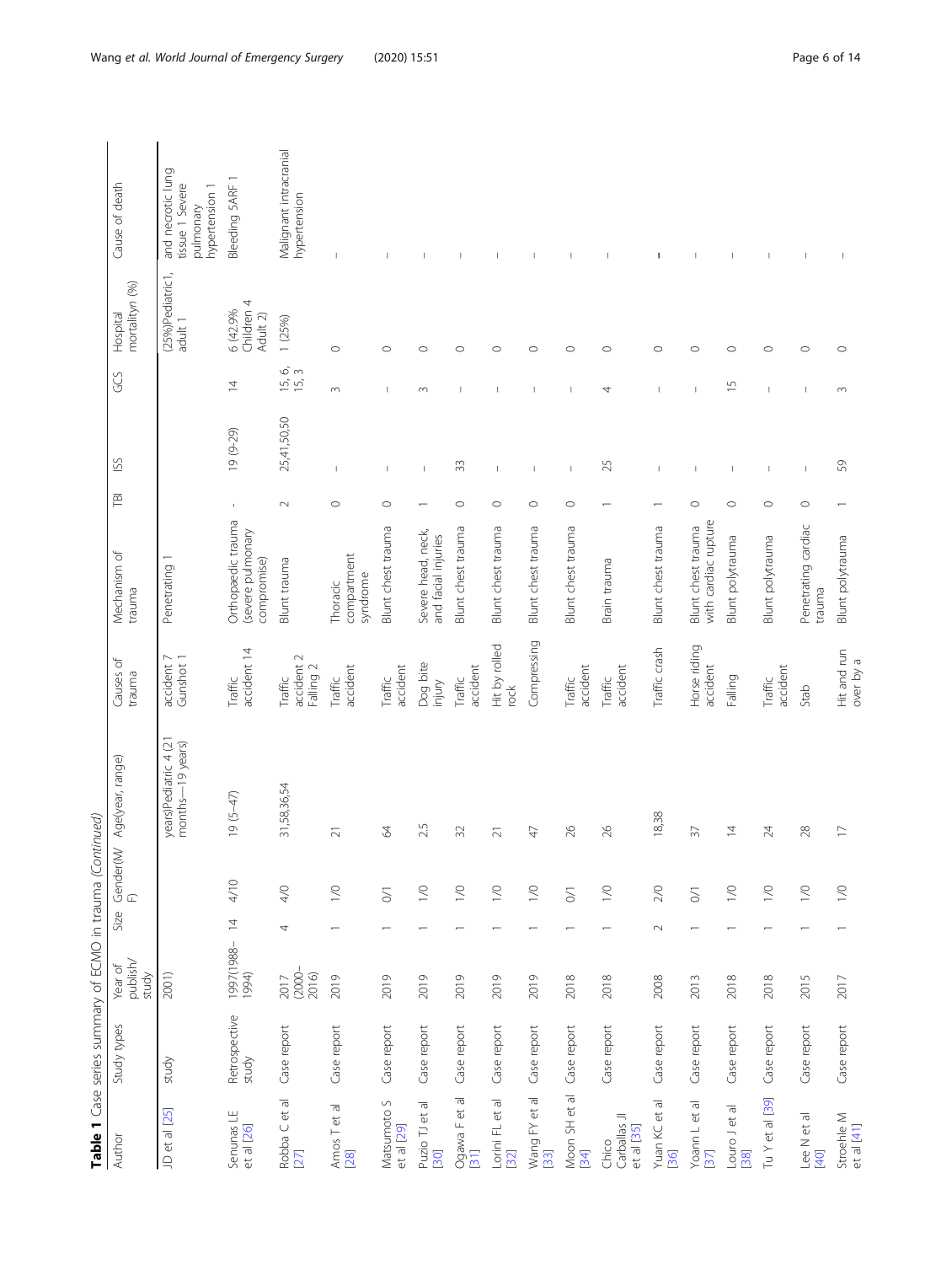**Table 1** Case series summary of ECMO in trauma *(Continued)*

| Author | Study types | Year of publish/ study | Size | Gender(M/ F) | Age(year, range) | Causes of trauma | Mechanism of trauma | TBI | ISS | GCS | Hospital mortalityn (%) | Cause of death |
|---|---|---|---|---|---|---|---|---|---|---|---|---|
| JD et al [25] | study | 2001) | | | years)Pediatric 4 (21 months—19 years) | accident 7 Gunshot 1 | Penetrating 1 | | | | (25%)Pediatric1, adult 1 | and necrotic lung tissue 1 Severe pulmonary hypertension 1 |
| Senunas LE et al [26] | Retrospective study | 1997(1988–1994) | 14 | 4/10 | 19 (5–47) | Traffic accident 14 | Orthopaedic trauma (severe pulmonary compromise) | - | 19 (9-29) | 14 | 6 (42.9% Children 4 Adult 2) | Bleeding 5ARF 1 |
| Robba C et al [27] | Case report | 2017 (2000–2016) | 4 | 4/0 | 31,58,36,54 | Traffic accident 2 Falling 2 | Blunt trauma | 2 | 25,41,50,50 | 15, 6, 15, 3 | 1 (25%) | Malignant intracranial hypertension |
| Amos T et al [28] | Case report | 2019 | 1 | 1/0 | 21 | Traffic accident | Thoracic compartment syndrome | 0 | – | 3 | 0 | – |
| Matsumoto S et al [29] | Case report | 2019 | 1 | 0/1 | 64 | Traffic accident | Blunt chest trauma | 0 | – | – | 0 | – |
| Puzio TJ et al [30] | Case report | 2019 | 1 | 1/0 | 2.5 | Dog bite injury | Severe head, neck, and facial injuries | 1 | – | 3 | 0 | – |
| Ogawa F et al [31] | Case report | 2019 | 1 | 1/0 | 32 | Traffic accident | Blunt chest trauma | 0 | 33 | – | 0 | – |
| Lorini FL et al [32] | Case report | 2019 | 1 | 1/0 | 21 | Hit by rolled rock | Blunt chest trauma | 0 | – | – | 0 | – |
| Wang FY et al [33] | Case report | 2019 | 1 | 1/0 | 47 | Compressing | Blunt chest trauma | 0 | – | – | 0 | – |
| Moon SH et al [34] | Case report | 2018 | 1 | 0/1 | 26 | Traffic accident | Blunt chest trauma | 0 | – | – | 0 | – |
| Chico Carballas JI et al [35] | Case report | 2018 | 1 | 1/0 | 26 | Traffic accident | Brain trauma | 1 | 25 | 4 | 0 | – |
| Yuan KC et al [36] | Case report | 2008 | 2 | 2/0 | 18,38 | Traffic crash | Blunt chest trauma | 1 | – | – | 0 | – |
| Yoann L et al [37] | Case report | 2013 | 1 | 0/1 | 37 | Horse riding accident | Blunt chest trauma with cardiac rupture | 0 | – | – | 0 | – |
| Louro J et al [38] | Case report | 2018 | 1 | 1/0 | 14 | Falling | Blunt polytrauma | 0 | – | 15 | 0 | – |
| Tu Y et al [39] | Case report | 2018 | 1 | 1/0 | 24 | Traffic accident | Blunt polytrauma | 0 | – | – | 0 | – |
| Lee N et al [40] | Case report | 2015 | 1 | 1/0 | 28 | Stab | Penetrating cardiac trauma | 0 | – | – | 0 | – |
| Stroehle M et al [41] | Case report | 2017 | 1 | 1/0 | 17 | Hit and run over by a | Blunt polytrauma | 1 | 59 | 3 | 0 | – |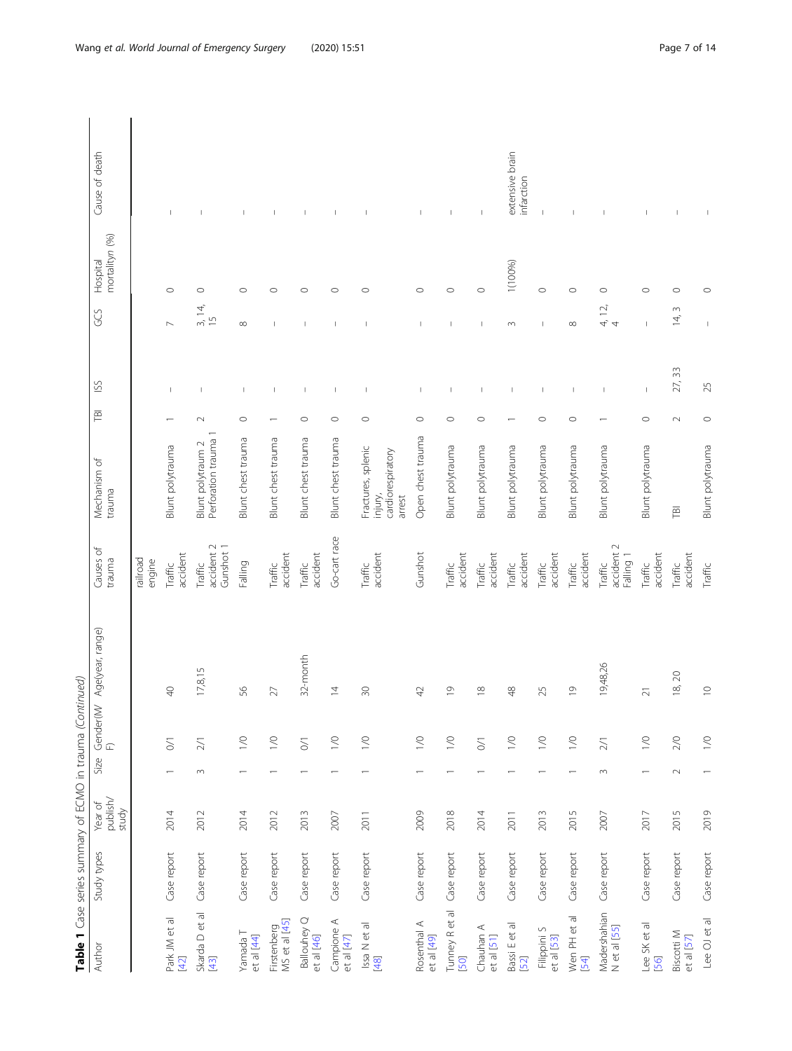**Table 1** Case series summary of ECMO in trauma *(Continued)*

| Author | Study types | Year of publish/study | Size | Gender(M/F) | Age(year, range) | Causes of trauma | Mechanism of trauma | TBI | ISS | GCS | Hospital mortalityn (%) | Cause of death |
|---|---|---|---|---|---|---|---|---|---|---|---|---|
| | | | | | | railroad engine | | | | | | |
| Park JM et al [42] | Case report | 2014 | 1 | 0/1 | 40 | Traffic accident | Blunt polytrauma | 1 | – | 7 | 0 | – |
| Skarda D et al [43] | Case report | 2012 | 3 | 2/1 | 17,8,15 | Traffic accident 2 Gunshot 1 | Blunt polytraum 2 Perforation trauma 1 | 2 | – | 3, 14, 15 | 0 | – |
| Yamada T et al [44] | Case report | 2014 | 1 | 1/0 | 56 | Falling | Blunt chest trauma | 0 | – | 8 | 0 | – |
| Firstenberg MS et al [45] | Case report | 2012 | 1 | 1/0 | 27 | Traffic accident | Blunt chest trauma | 1 | – | – | 0 | – |
| Ballouhey Q et al [46] | Case report | 2013 | 1 | 0/1 | 32-month | Traffic accident | Blunt chest trauma | 0 | – | – | 0 | – |
| Campione A et al [47] | Case report | 2007 | 1 | 1/0 | 14 | Go-cart race | Blunt chest trauma | 0 | – | – | 0 | – |
| Issa N et al [48] | Case report | 2011 | 1 | 1/0 | 30 | Traffic accident | Fractures, splenic injury, cardiorespiratory arrest | 0 | – | – | 0 | – |
| Rosenthal A et al [49] | Case report | 2009 | 1 | 1/0 | 42 | Gunshot | Open chest trauma | 0 | – | – | 0 | – |
| Tunney R et al [50] | Case report | 2018 | 1 | 1/0 | 19 | Traffic accident | Blunt polytrauma | 0 | – | – | 0 | – |
| Chauhan A et al [51] | Case report | 2014 | 1 | 0/1 | 18 | Traffic accident | Blunt polytrauma | 0 | – | – | 0 | – |
| Bassi E et al [52] | Case report | 2011 | 1 | 1/0 | 48 | Traffic accident | Blunt polytrauma | 1 | – | 3 | 1(100%) | extensive brain infarction |
| Filippini S et al [53] | Case report | 2013 | 1 | 1/0 | 25 | Traffic accident | Blunt polytrauma | 0 | – | – | 0 | – |
| Wen PH et al [54] | Case report | 2015 | 1 | 1/0 | 19 | Traffic accident | Blunt polytrauma | 0 | – | 8 | 0 | – |
| Madershahian N et al [55] | Case report | 2007 | 3 | 2/1 | 19,48,26 | Traffic accident 2 Falling 1 | Blunt polytrauma | 1 | – | 4, 12, 4 | 0 | – |
| Lee SK et al [56] | Case report | 2017 | 1 | 1/0 | 21 | Traffic accident | Blunt polytrauma | 0 | – | – | 0 | – |
| Biscotti M et al [57] | Case report | 2015 | 2 | 2/0 | 18, 20 | Traffic accident | TBI | 2 | 27, 33 | 14, 3 | 0 | – |
| Lee OJ et al | Case report | 2019 | 1 | 1/0 | 10 | Traffic | Blunt polytrauma | 0 | 25 | – | 0 | – |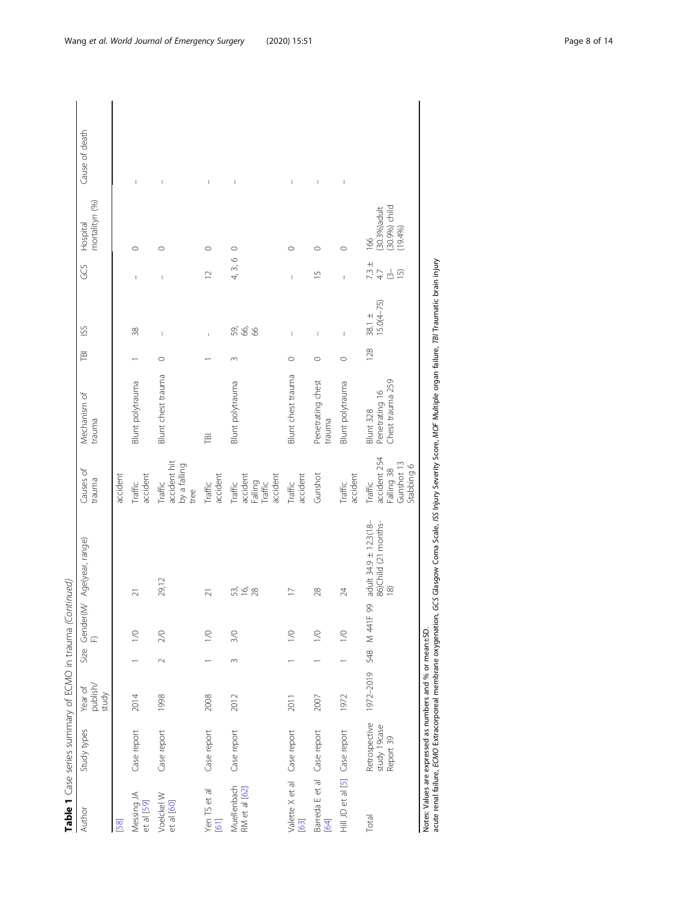**Table 1** Case series summary of ECMO in trauma *(Continued)*

| Author | Study types | Year of publish/study | Size | Gender(M/F) | Age(year, range) | Causes of trauma | Mechanism of trauma | TBI | ISS | GCS | Hospital mortalityn (%) | Cause of death |
|---|---|---|---|---|---|---|---|---|---|---|---|---|
| [58] | | | | | | accident | | | | | | |
| Messing JA et al [59] | Case report | 2014 | 1 | 1/0 | 21 | Traffic accident | Blunt polytrauma | 1 | 38 | – | 0 | – |
| Voelckel W et al [60] | Case report | 1998 | 2 | 2/0 | 29,12 | Traffic accident hit by a falling tree | Blunt chest trauma | 0 | – | – | 0 | – |
| Yen TS et al [61] | Case report | 2008 | 1 | 1/0 | 21 | Traffic accident | TBI | 1 | - | 12 | 0 | – |
| Muellenbach RM et al [62] | Case report | 2012 | 3 | 3/0 | 53, 16, 28 | Traffic accident Falling Traffic accident | Blunt polytrauma | 3 | 59, 66, 66 | 4, 3, 6 | 0 | – |
| Valette X et al [63] | Case report | 2011 | 1 | 1/0 | 17 | Traffic accident | Blunt chest trauma | 0 | – | – | 0 | – |
| Barreda E et al [64] | Case report | 2007 | 1 | 1/0 | 28 | Gunshot | Penetrating chest trauma | 0 | – | 15 | 0 | – |
| Hill JD et al [5] | Case report | 1972 | 1 | 1/0 | 24 | Traffic accident | Blunt polytrauma | 0 | – | – | 0 | – |
| Total | Retrospective study 19case Report 39 | 1972–2019 | 548 | M 441F 99 | adult 34.9 ± 12.3(18–86)Child (21 months-18) | Traffic accident 254 Falling 38 Gunshot 13 Stabbing 6 | Blunt 328 Penetrating 16 Chest trauma 259 | 128 | 38.1 ± 15.0(4–75) | 7.3 ± 4.7 (3–15) | 166 (30.3%)adult (30.9%) child (19.4%) | |

Notes: Values are expressed as numbers and % or mean±SD.
acute renal failure, *ECMO* Extracorporeal membrane oxygenation, *GCS* Glasgow Coma Scale, *ISS* Injury Severity Score, *MOF* Multiple organ failure, *TBI* Traumatic brain injury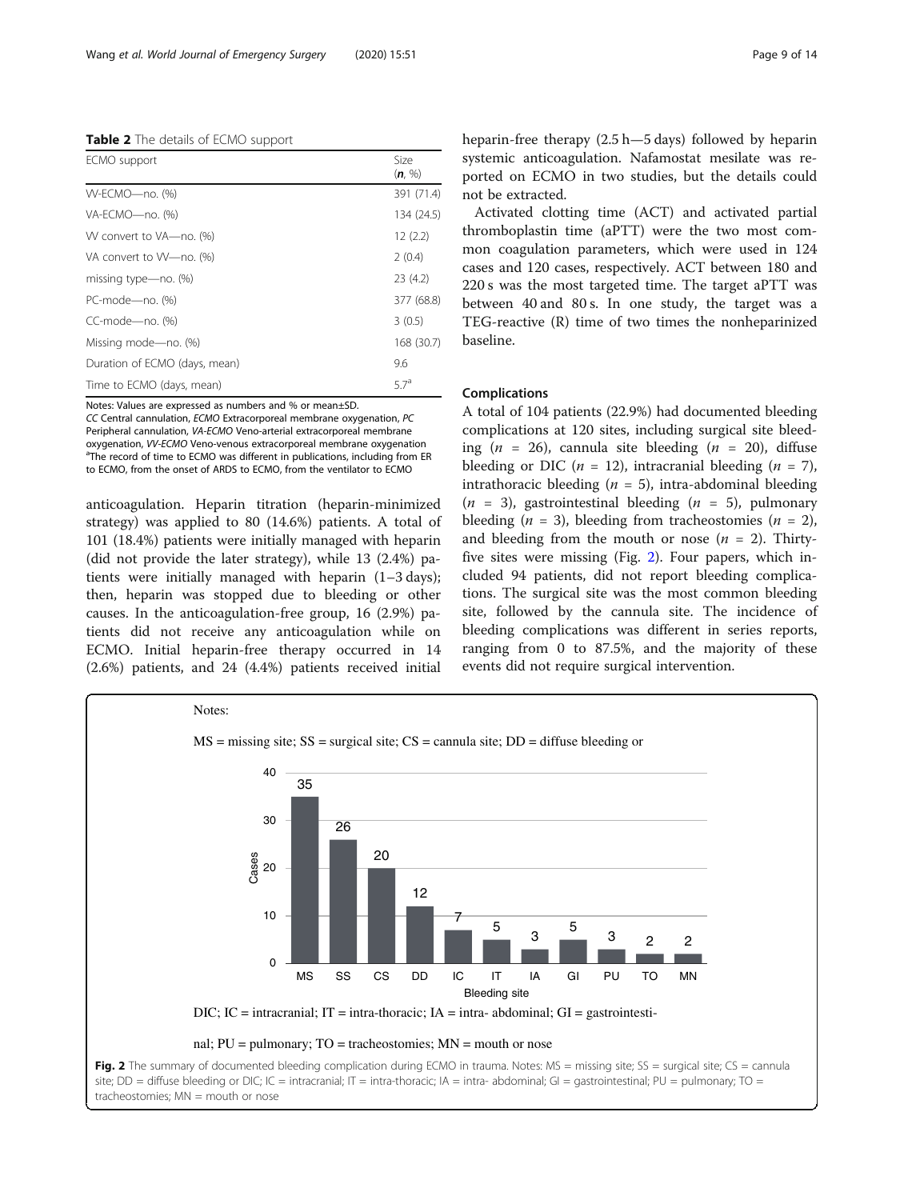**Table 2** The details of ECMO support

| ECMO support | Size (*n*, %) |
|---|---|
| VV-ECMO—no. (%) | 391 (71.4) |
| VA-ECMO—no. (%) | 134 (24.5) |
| VV convert to VA—no. (%) | 12 (2.2) |
| VA convert to VV—no. (%) | 2 (0.4) |
| missing type—no. (%) | 23 (4.2) |
| PC-mode—no. (%) | 377 (68.8) |
| CC-mode—no. (%) | 3 (0.5) |
| Missing mode—no. (%) | 168 (30.7) |
| Duration of ECMO (days, mean) | 9.6 |
| Time to ECMO (days, mean) | 5.7[a] |

Notes: Values are expressed as numbers and % or mean±SD.
*CC* Central cannulation, *ECMO* Extracorporeal membrane oxygenation, *PC* Peripheral cannulation, *VA-ECMO* Veno-arterial extracorporeal membrane oxygenation, *VV-ECMO* Veno-venous extracorporeal membrane oxygenation
[a]The record of time to ECMO was different in publications, including from ER to ECMO, from the onset of ARDS to ECMO, from the ventilator to ECMO

anticoagulation. Heparin titration (heparin-minimized strategy) was applied to 80 (14.6%) patients. A total of 101 (18.4%) patients were initially managed with heparin (did not provide the later strategy), while 13 (2.4%) patients were initially managed with heparin (1–3 days); then, heparin was stopped due to bleeding or other causes. In the anticoagulation-free group, 16 (2.9%) patients did not receive any anticoagulation while on ECMO. Initial heparin-free therapy occurred in 14 (2.6%) patients, and 24 (4.4%) patients received initial heparin-free therapy (2.5 h—5 days) followed by heparin systemic anticoagulation. Nafamostat mesilate was reported on ECMO in two studies, but the details could not be extracted.

Activated clotting time (ACT) and activated partial thromboplastin time (aPTT) were the two most common coagulation parameters, which were used in 124 cases and 120 cases, respectively. ACT between 180 and 220 s was the most targeted time. The target aPTT was between 40 and 80 s. In one study, the target was a TEG-reactive (R) time of two times the nonheparinized baseline.

### Complications

A total of 104 patients (22.9%) had documented bleeding complications at 120 sites, including surgical site bleeding ($n$ = 26), cannula site bleeding ($n$ = 20), diffuse bleeding or DIC ($n$ = 12), intracranial bleeding ($n$ = 7), intrathoracic bleeding ($n$ = 5), intra-abdominal bleeding ($n$ = 3), gastrointestinal bleeding ($n$ = 5), pulmonary bleeding ($n$ = 3), bleeding from tracheostomies ($n$ = 2), and bleeding from the mouth or nose ($n$ = 2). Thirty-five sites were missing (Fig. 2). Four papers, which included 94 patients, did not report bleeding complications. The surgical site was the most common bleeding site, followed by the cannula site. The incidence of bleeding complications was different in series reports, ranging from 0 to 87.5%, and the majority of these events did not require surgical intervention.

Notes:

MS = missing site; SS = surgical site; CS = cannula site; DD = diffuse bleeding or DIC; IC = intracranial; IT = intra-thoracic; IA = intra- abdominal; GI = gastrointestinal; PU = pulmonary; TO = tracheostomies; MN = mouth or nose

| Bleeding site | MS | SS | CS | DD | IC | IT | IA | GI | PU | TO | MN |
|---|---|---|---|---|---|---|---|---|---|---|---|
| Cases | 35 | 26 | 20 | 12 | 7 | 5 | 3 | 5 | 3 | 2 | 2 |

**Fig. 2** The summary of documented bleeding complication during ECMO in trauma. Notes: MS = missing site; SS = surgical site; CS = cannula site; DD = diffuse bleeding or DIC; IC = intracranial; IT = intra-thoracic; IA = intra- abdominal; GI = gastrointestinal; PU = pulmonary; TO = tracheostomies; MN = mouth or nose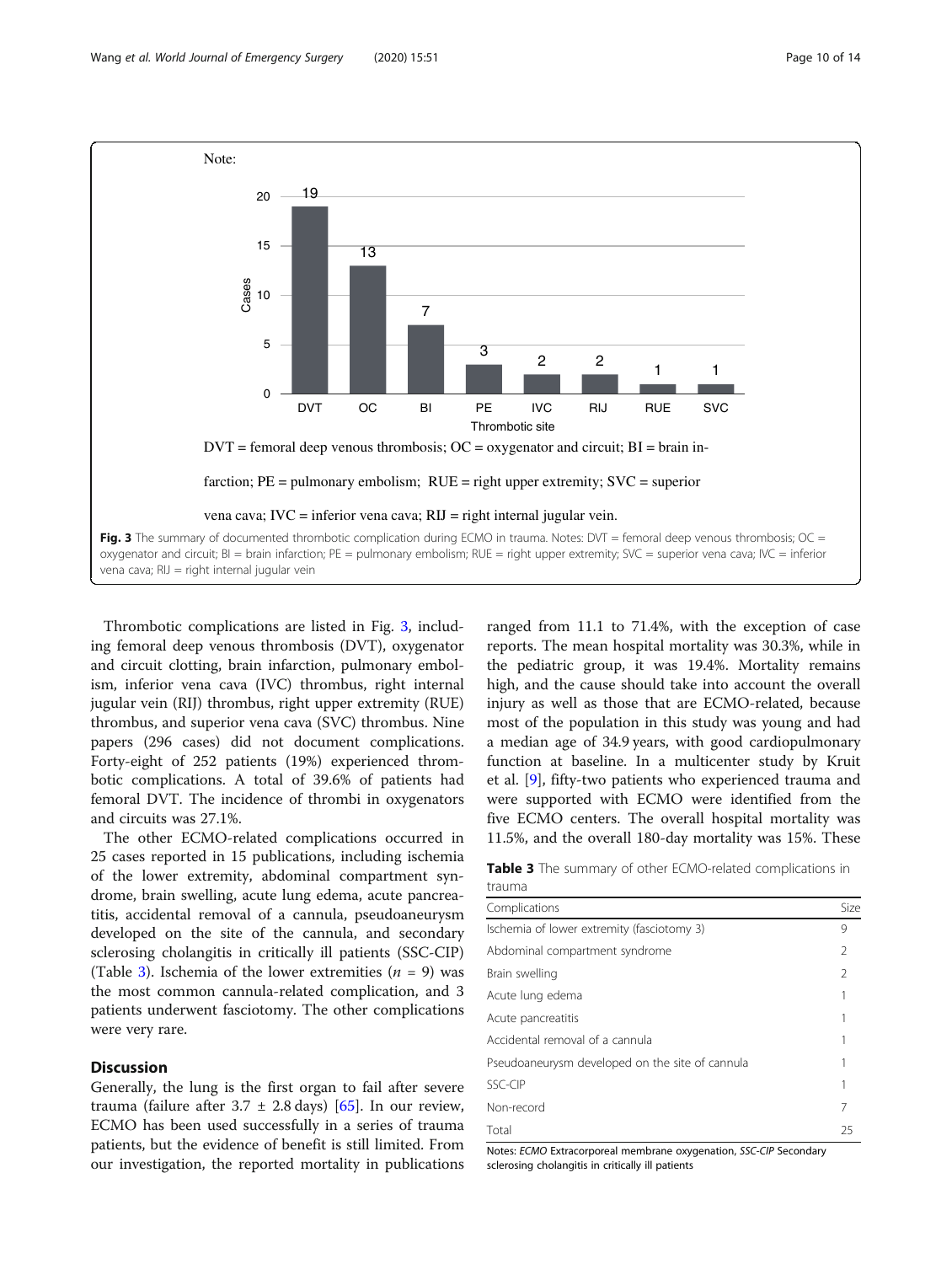Note:

| Thrombotic site | Cases |
|---|---|
| DVT | 19 |
| OC | 13 |
| BI | 7 |
| PE | 3 |
| IVC | 2 |
| RIJ | 2 |
| RUE | 1 |
| SVC | 1 |

DVT = femoral deep venous thrombosis; OC = oxygenator and circuit; BI = brain infarction; PE = pulmonary embolism; RUE = right upper extremity; SVC = superior vena cava; IVC = inferior vena cava; RIJ = right internal jugular vein.

**Fig. 3** The summary of documented thrombotic complication during ECMO in trauma. Notes: DVT = femoral deep venous thrombosis; OC = oxygenator and circuit; BI = brain infarction; PE = pulmonary embolism; RUE = right upper extremity; SVC = superior vena cava; IVC = inferior vena cava; RIJ = right internal jugular vein

Thrombotic complications are listed in Fig. 3, including femoral deep venous thrombosis (DVT), oxygenator and circuit clotting, brain infarction, pulmonary embolism, inferior vena cava (IVC) thrombus, right internal jugular vein (RIJ) thrombus, right upper extremity (RUE) thrombus, and superior vena cava (SVC) thrombus. Nine papers (296 cases) did not document complications. Forty-eight of 252 patients (19%) experienced thrombotic complications. A total of 39.6% of patients had femoral DVT. The incidence of thrombi in oxygenators and circuits was 27.1%.

The other ECMO-related complications occurred in 25 cases reported in 15 publications, including ischemia of the lower extremity, abdominal compartment syndrome, brain swelling, acute lung edema, acute pancreatitis, accidental removal of a cannula, pseudoaneurysm developed on the site of the cannula, and secondary sclerosing cholangitis in critically ill patients (SSC-CIP) (Table 3). Ischemia of the lower extremities ($n$ = 9) was the most common cannula-related complication, and 3 patients underwent fasciotomy. The other complications were very rare.

## Discussion

Generally, the lung is the first organ to fail after severe trauma (failure after 3.7 ± 2.8 days) [65]. In our review, ECMO has been used successfully in a series of trauma patients, but the evidence of benefit is still limited. From our investigation, the reported mortality in publications ranged from 11.1 to 71.4%, with the exception of case reports. The mean hospital mortality was 30.3%, while in the pediatric group, it was 19.4%. Mortality remains high, and the cause should take into account the overall injury as well as those that are ECMO-related, because most of the population in this study was young and had a median age of 34.9 years, with good cardiopulmonary function at baseline. In a multicenter study by Kruit et al. [9], fifty-two patients who experienced trauma and were supported with ECMO were identified from the five ECMO centers. The overall hospital mortality was 11.5%, and the overall 180-day mortality was 15%. These

**Table 3** The summary of other ECMO-related complications in trauma

| Complications | Size |
|---|---|
| Ischemia of lower extremity (fasciotomy 3) | 9 |
| Abdominal compartment syndrome | 2 |
| Brain swelling | 2 |
| Acute lung edema | 1 |
| Acute pancreatitis | 1 |
| Accidental removal of a cannula | 1 |
| Pseudoaneurysm developed on the site of cannula | 1 |
| SSC-CIP | 1 |
| Non-record | 7 |
| Total | 25 |

Notes: *ECMO* Extracorporeal membrane oxygenation, *SSC-CIP* Secondary sclerosing cholangitis in critically ill patients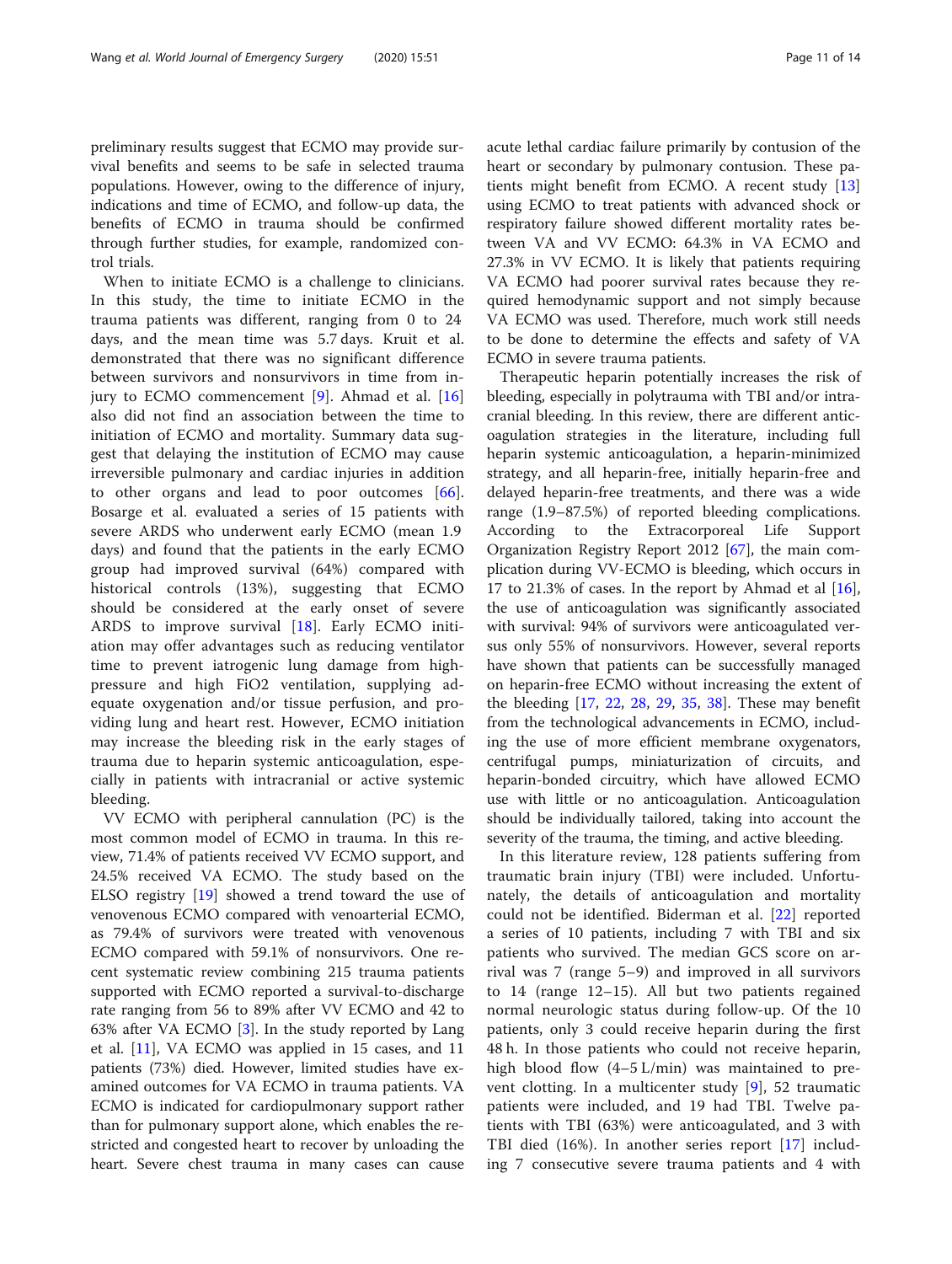preliminary results suggest that ECMO may provide survival benefits and seems to be safe in selected trauma populations. However, owing to the difference of injury, indications and time of ECMO, and follow-up data, the benefits of ECMO in trauma should be confirmed through further studies, for example, randomized control trials.

When to initiate ECMO is a challenge to clinicians. In this study, the time to initiate ECMO in the trauma patients was different, ranging from 0 to 24 days, and the mean time was 5.7 days. Kruit et al. demonstrated that there was no significant difference between survivors and nonsurvivors in time from injury to ECMO commencement [9]. Ahmad et al. [16] also did not find an association between the time to initiation of ECMO and mortality. Summary data suggest that delaying the institution of ECMO may cause irreversible pulmonary and cardiac injuries in addition to other organs and lead to poor outcomes [66]. Bosarge et al. evaluated a series of 15 patients with severe ARDS who underwent early ECMO (mean 1.9 days) and found that the patients in the early ECMO group had improved survival (64%) compared with historical controls (13%), suggesting that ECMO should be considered at the early onset of severe ARDS to improve survival [18]. Early ECMO initiation may offer advantages such as reducing ventilator time to prevent iatrogenic lung damage from high-pressure and high FiO2 ventilation, supplying adequate oxygenation and/or tissue perfusion, and providing lung and heart rest. However, ECMO initiation may increase the bleeding risk in the early stages of trauma due to heparin systemic anticoagulation, especially in patients with intracranial or active systemic bleeding.

VV ECMO with peripheral cannulation (PC) is the most common model of ECMO in trauma. In this review, 71.4% of patients received VV ECMO support, and 24.5% received VA ECMO. The study based on the ELSO registry [19] showed a trend toward the use of venovenous ECMO compared with venoarterial ECMO, as 79.4% of survivors were treated with venovenous ECMO compared with 59.1% of nonsurvivors. One recent systematic review combining 215 trauma patients supported with ECMO reported a survival-to-discharge rate ranging from 56 to 89% after VV ECMO and 42 to 63% after VA ECMO [3]. In the study reported by Lang et al. [11], VA ECMO was applied in 15 cases, and 11 patients (73%) died. However, limited studies have examined outcomes for VA ECMO in trauma patients. VA ECMO is indicated for cardiopulmonary support rather than for pulmonary support alone, which enables the restricted and congested heart to recover by unloading the heart. Severe chest trauma in many cases can cause acute lethal cardiac failure primarily by contusion of the heart or secondary by pulmonary contusion. These patients might benefit from ECMO. A recent study [13] using ECMO to treat patients with advanced shock or respiratory failure showed different mortality rates between VA and VV ECMO: 64.3% in VA ECMO and 27.3% in VV ECMO. It is likely that patients requiring VA ECMO had poorer survival rates because they required hemodynamic support and not simply because VA ECMO was used. Therefore, much work still needs to be done to determine the effects and safety of VA ECMO in severe trauma patients.

Therapeutic heparin potentially increases the risk of bleeding, especially in polytrauma with TBI and/or intracranial bleeding. In this review, there are different anticoagulation strategies in the literature, including full heparin systemic anticoagulation, a heparin-minimized strategy, and all heparin-free, initially heparin-free and delayed heparin-free treatments, and there was a wide range (1.9–87.5%) of reported bleeding complications. According to the Extracorporeal Life Support Organization Registry Report 2012 [67], the main complication during VV-ECMO is bleeding, which occurs in 17 to 21.3% of cases. In the report by Ahmad et al [16], the use of anticoagulation was significantly associated with survival: 94% of survivors were anticoagulated versus only 55% of nonsurvivors. However, several reports have shown that patients can be successfully managed on heparin-free ECMO without increasing the extent of the bleeding [17, 22, 28, 29, 35, 38]. These may benefit from the technological advancements in ECMO, including the use of more efficient membrane oxygenators, centrifugal pumps, miniaturization of circuits, and heparin-bonded circuitry, which have allowed ECMO use with little or no anticoagulation. Anticoagulation should be individually tailored, taking into account the severity of the trauma, the timing, and active bleeding.

In this literature review, 128 patients suffering from traumatic brain injury (TBI) were included. Unfortunately, the details of anticoagulation and mortality could not be identified. Biderman et al. [22] reported a series of 10 patients, including 7 with TBI and six patients who survived. The median GCS score on arrival was 7 (range 5–9) and improved in all survivors to 14 (range 12–15). All but two patients regained normal neurologic status during follow-up. Of the 10 patients, only 3 could receive heparin during the first 48 h. In those patients who could not receive heparin, high blood flow (4–5 L/min) was maintained to prevent clotting. In a multicenter study [9], 52 traumatic patients were included, and 19 had TBI. Twelve patients with TBI (63%) were anticoagulated, and 3 with TBI died (16%). In another series report [17] including 7 consecutive severe trauma patients and 4 with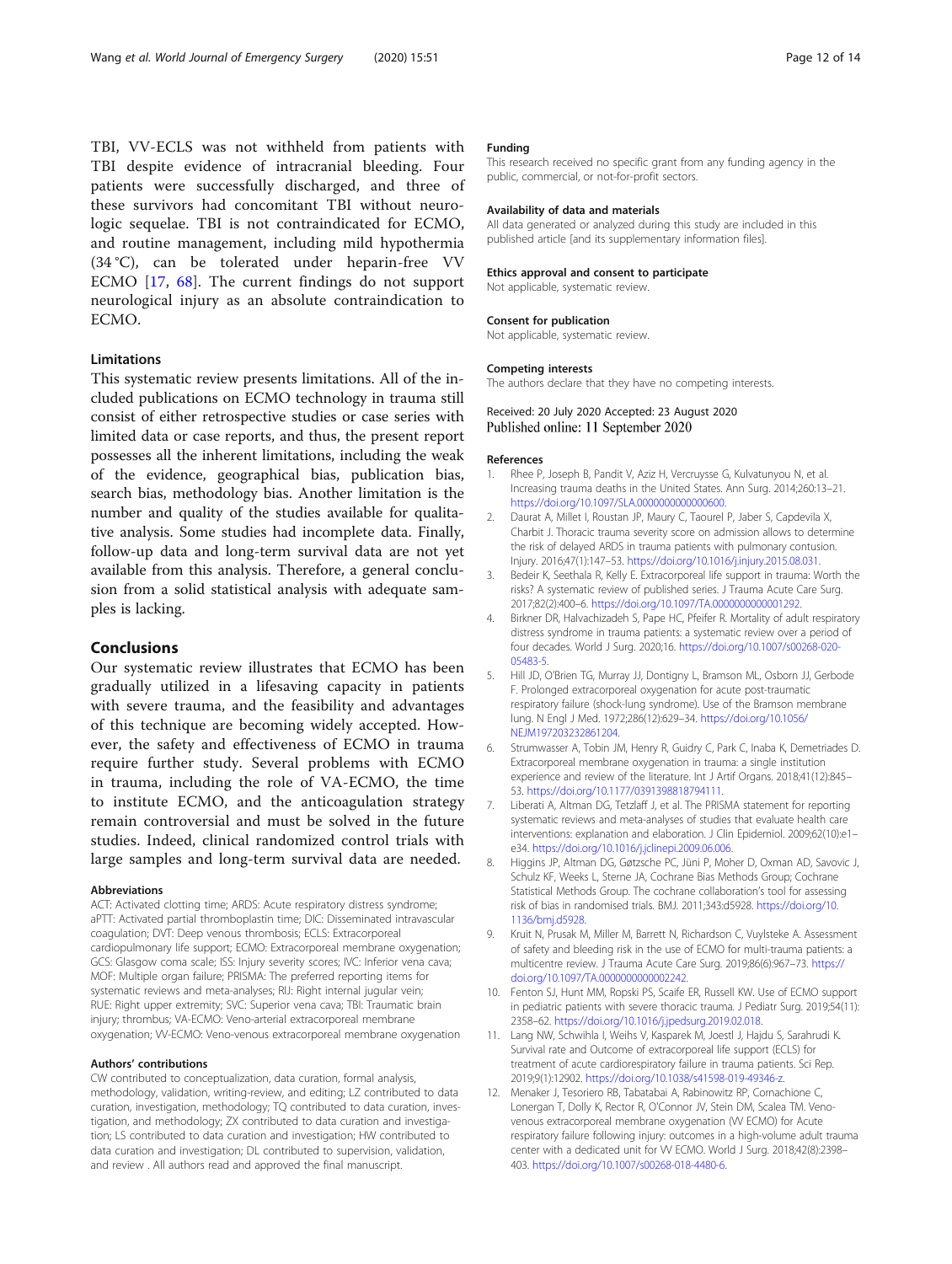TBI, VV-ECLS was not withheld from patients with TBI despite evidence of intracranial bleeding. Four patients were successfully discharged, and three of these survivors had concomitant TBI without neurologic sequelae. TBI is not contraindicated for ECMO, and routine management, including mild hypothermia (34 °C), can be tolerated under heparin-free VV ECMO [17, 68]. The current findings do not support neurological injury as an absolute contraindication to ECMO.

## Limitations

This systematic review presents limitations. All of the included publications on ECMO technology in trauma still consist of either retrospective studies or case series with limited data or case reports, and thus, the present report possesses all the inherent limitations, including the weak of the evidence, geographical bias, publication bias, search bias, methodology bias. Another limitation is the number and quality of the studies available for qualitative analysis. Some studies had incomplete data. Finally, follow-up data and long-term survival data are not yet available from this analysis. Therefore, a general conclusion from a solid statistical analysis with adequate samples is lacking.

## Conclusions

Our systematic review illustrates that ECMO has been gradually utilized in a lifesaving capacity in patients with severe trauma, and the feasibility and advantages of this technique are becoming widely accepted. However, the safety and effectiveness of ECMO in trauma require further study. Several problems with ECMO in trauma, including the role of VA-ECMO, the time to institute ECMO, and the anticoagulation strategy remain controversial and must be solved in the future studies. Indeed, clinical randomized control trials with large samples and long-term survival data are needed.

### Abbreviations

ACT: Activated clotting time; ARDS: Acute respiratory distress syndrome; aPTT: Activated partial thromboplastin time; DIC: Disseminated intravascular coagulation; DVT: Deep venous thrombosis; ECLS: Extracorporeal cardiopulmonary life support; ECMO: Extracorporeal membrane oxygenation; GCS: Glasgow coma scale; ISS: Injury severity scores; IVC: Inferior vena cava; MOF: Multiple organ failure; PRISMA: The preferred reporting items for systematic reviews and meta-analyses; RIJ: Right internal jugular vein; RUE: Right upper extremity; SVC: Superior vena cava; TBI: Traumatic brain injury; thrombus; VA-ECMO: Veno-arterial extracorporeal membrane oxygenation; VV-ECMO: Veno-venous extracorporeal membrane oxygenation

### Authors' contributions

CW contributed to conceptualization, data curation, formal analysis, methodology, validation, writing-review, and editing; LZ contributed to data curation, investigation, methodology; TQ contributed to data curation, investigation, and methodology; ZX contributed to data curation and investigation; LS contributed to data curation and investigation; HW contributed to data curation and investigation; DL contributed to supervision, validation, and review . All authors read and approved the final manuscript.

### Funding

This research received no specific grant from any funding agency in the public, commercial, or not-for-profit sectors.

### Availability of data and materials

All data generated or analyzed during this study are included in this published article [and its supplementary information files].

### Ethics approval and consent to participate

Not applicable, systematic review.

### Consent for publication

Not applicable, systematic review.

### Competing interests

The authors declare that they have no competing interests.

Received: 20 July 2020 Accepted: 23 August 2020
Published online: 11 September 2020

### References

1. Rhee P, Joseph B, Pandit V, Aziz H, Vercruysse G, Kulvatunyou N, et al. Increasing trauma deaths in the United States. Ann Surg. 2014;260:13–21. https://doi.org/10.1097/SLA.0000000000000600.
2. Daurat A, Millet I, Roustan JP, Maury C, Taourel P, Jaber S, Capdevila X, Charbit J. Thoracic trauma severity score on admission allows to determine the risk of delayed ARDS in trauma patients with pulmonary contusion. Injury. 2016;47(1):147–53. https://doi.org/10.1016/j.injury.2015.08.031.
3. Bedeir K, Seethala R, Kelly E. Extracorporeal life support in trauma: Worth the risks? A systematic review of published series. J Trauma Acute Care Surg. 2017;82(2):400–6. https://doi.org/10.1097/TA.0000000000001292.
4. Birkner DR, Halvachizadeh S, Pape HC, Pfeifer R. Mortality of adult respiratory distress syndrome in trauma patients: a systematic review over a period of four decades. World J Surg. 2020;16. https://doi.org/10.1007/s00268-020-05483-5.
5. Hill JD, O'Brien TG, Murray JJ, Dontigny L, Bramson ML, Osborn JJ, Gerbode F. Prolonged extracorporeal oxygenation for acute post-traumatic respiratory failure (shock-lung syndrome). Use of the Bramson membrane lung. N Engl J Med. 1972;286(12):629–34. https://doi.org/10.1056/NEJM197203232861204.
6. Strumwasser A, Tobin JM, Henry R, Guidry C, Park C, Inaba K, Demetriades D. Extracorporeal membrane oxygenation in trauma: a single institution experience and review of the literature. Int J Artif Organs. 2018;41(12):845–53. https://doi.org/10.1177/0391398818794111.
7. Liberati A, Altman DG, Tetzlaff J, et al. The PRISMA statement for reporting systematic reviews and meta-analyses of studies that evaluate health care interventions: explanation and elaboration. J Clin Epidemiol. 2009;62(10):e1–e34. https://doi.org/10.1016/j.jclinepi.2009.06.006.
8. Higgins JP, Altman DG, Gøtzsche PC, Jüni P, Moher D, Oxman AD, Savovic J, Schulz KF, Weeks L, Sterne JA, Cochrane Bias Methods Group; Cochrane Statistical Methods Group. The cochrane collaboration's tool for assessing risk of bias in randomised trials. BMJ. 2011;343:d5928. https://doi.org/10.1136/bmj.d5928.
9. Kruit N, Prusak M, Miller M, Barrett N, Richardson C, Vuylsteke A. Assessment of safety and bleeding risk in the use of ECMO for multi-trauma patients: a multicentre review. J Trauma Acute Care Surg. 2019;86(6):967–73. https://doi.org/10.1097/TA.0000000000002242.
10. Fenton SJ, Hunt MM, Ropski PS, Scaife ER, Russell KW. Use of ECMO support in pediatric patients with severe thoracic trauma. J Pediatr Surg. 2019;54(11):2358–62. https://doi.org/10.1016/j.jpedsurg.2019.02.018.
11. Lang NW, Schwihla I, Weihs V, Kasparek M, Joestl J, Hajdu S, Sarahrudi K. Survival rate and Outcome of extracorporeal life support (ECLS) for treatment of acute cardiorespiratory failure in trauma patients. Sci Rep. 2019;9(1):12902. https://doi.org/10.1038/s41598-019-49346-z.
12. Menaker J, Tesoriero RB, Tabatabai A, Rabinowitz RP, Cornachione C, Lonergan T, Dolly K, Rector R, O'Connor JV, Stein DM, Scalea TM. Veno-venous extracorporeal membrane oxygenation (VV ECMO) for Acute respiratory failure following injury: outcomes in a high-volume adult trauma center with a dedicated unit for VV ECMO. World J Surg. 2018;42(8):2398–403. https://doi.org/10.1007/s00268-018-4480-6.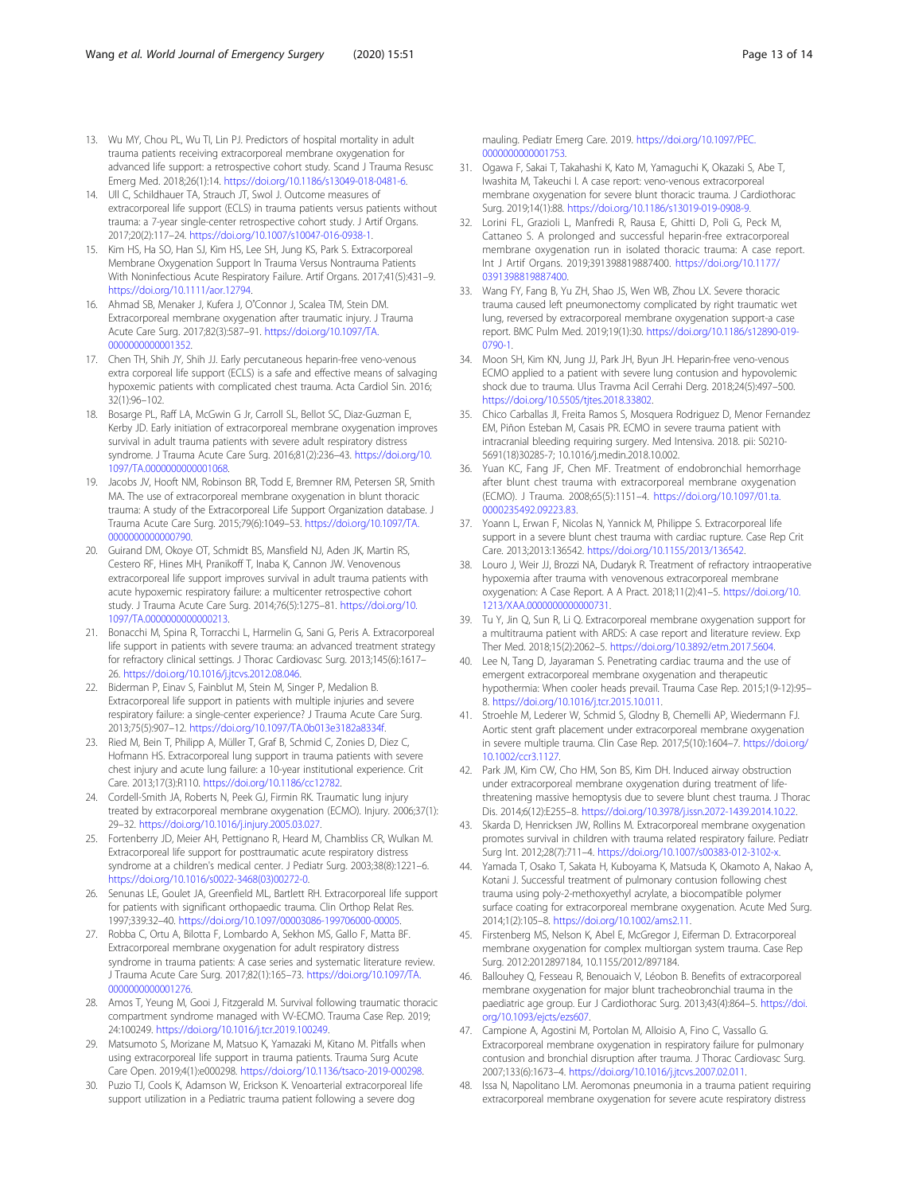13. Wu MY, Chou PL, Wu TI, Lin PJ. Predictors of hospital mortality in adult trauma patients receiving extracorporeal membrane oxygenation for advanced life support: a retrospective cohort study. Scand J Trauma Resusc Emerg Med. 2018;26(1):14. https://doi.org/10.1186/s13049-018-0481-6.
14. Ull C, Schildhauer TA, Strauch JT, Swol J. Outcome measures of extracorporeal life support (ECLS) in trauma patients versus patients without trauma: a 7-year single-center retrospective cohort study. J Artif Organs. 2017;20(2):117–24. https://doi.org/10.1007/s10047-016-0938-1.
15. Kim HS, Ha SO, Han SJ, Kim HS, Lee SH, Jung KS, Park S. Extracorporeal Membrane Oxygenation Support In Trauma Versus Nontrauma Patients With Noninfectious Acute Respiratory Failure. Artif Organs. 2017;41(5):431–9. https://doi.org/10.1111/aor.12794.
16. Ahmad SB, Menaker J, Kufera J, O'Connor J, Scalea TM, Stein DM. Extracorporeal membrane oxygenation after traumatic injury. J Trauma Acute Care Surg. 2017;82(3):587–91. https://doi.org/10.1097/TA.0000000000001352.
17. Chen TH, Shih JY, Shih JJ. Early percutaneous heparin-free veno-venous extra corporeal life support (ECLS) is a safe and effective means of salvaging hypoxemic patients with complicated chest trauma. Acta Cardiol Sin. 2016;32(1):96–102.
18. Bosarge PL, Raff LA, McGwin G Jr, Carroll SL, Bellot SC, Diaz-Guzman E, Kerby JD. Early initiation of extracorporeal membrane oxygenation improves survival in adult trauma patients with severe adult respiratory distress syndrome. J Trauma Acute Care Surg. 2016;81(2):236–43. https://doi.org/10.1097/TA.0000000000001068.
19. Jacobs JV, Hooft NM, Robinson BR, Todd E, Bremner RM, Petersen SR, Smith MA. The use of extracorporeal membrane oxygenation in blunt thoracic trauma: A study of the Extracorporeal Life Support Organization database. J Trauma Acute Care Surg. 2015;79(6):1049–53. https://doi.org/10.1097/TA.0000000000000790.
20. Guirand DM, Okoye OT, Schmidt BS, Mansfield NJ, Aden JK, Martin RS, Cestero RF, Hines MH, Pranikoff T, Inaba K, Cannon JW. Venovenous extracorporeal life support improves survival in adult trauma patients with acute hypoxemic respiratory failure: a multicenter retrospective cohort study. J Trauma Acute Care Surg. 2014;76(5):1275–81. https://doi.org/10.1097/TA.0000000000000213.
21. Bonacchi M, Spina R, Torracchi L, Harmelin G, Sani G, Peris A. Extracorporeal life support in patients with severe trauma: an advanced treatment strategy for refractory clinical settings. J Thorac Cardiovasc Surg. 2013;145(6):1617–26. https://doi.org/10.1016/j.jtcvs.2012.08.046.
22. Biderman P, Einav S, Fainblut M, Stein M, Singer P, Medalion B. Extracorporeal life support in patients with multiple injuries and severe respiratory failure: a single-center experience? J Trauma Acute Care Surg. 2013;75(5):907–12. https://doi.org/10.1097/TA.0b013e3182a8334f.
23. Ried M, Bein T, Philipp A, Müller T, Graf B, Schmid C, Zonies D, Diez C, Hofmann HS. Extracorporeal lung support in trauma patients with severe chest injury and acute lung failure: a 10-year institutional experience. Crit Care. 2013;17(3):R110. https://doi.org/10.1186/cc12782.
24. Cordell-Smith JA, Roberts N, Peek GJ, Firmin RK. Traumatic lung injury treated by extracorporeal membrane oxygenation (ECMO). Injury. 2006;37(1):29–32. https://doi.org/10.1016/j.injury.2005.03.027.
25. Fortenberry JD, Meier AH, Pettignano R, Heard M, Chambliss CR, Wulkan M. Extracorporeal life support for posttraumatic acute respiratory distress syndrome at a children's medical center. J Pediatr Surg. 2003;38(8):1221–6. https://doi.org/10.1016/s0022-3468(03)00272-0.
26. Senunas LE, Goulet JA, Greenfield ML, Bartlett RH. Extracorporeal life support for patients with significant orthopaedic trauma. Clin Orthop Relat Res. 1997;339:32–40. https://doi.org/10.1097/00003086-199706000-00005.
27. Robba C, Ortu A, Bilotta F, Lombardo A, Sekhon MS, Gallo F, Matta BF. Extracorporeal membrane oxygenation for adult respiratory distress syndrome in trauma patients: A case series and systematic literature review. J Trauma Acute Care Surg. 2017;82(1):165–73. https://doi.org/10.1097/TA.0000000000001276.
28. Amos T, Yeung M, Gooi J, Fitzgerald M. Survival following traumatic thoracic compartment syndrome managed with VV-ECMO. Trauma Case Rep. 2019;24:100249. https://doi.org/10.1016/j.tcr.2019.100249.
29. Matsumoto S, Morizane M, Matsuo K, Yamazaki M, Kitano M. Pitfalls when using extracorporeal life support in trauma patients. Trauma Surg Acute Care Open. 2019;4(1):e000298. https://doi.org/10.1136/tsaco-2019-000298.
30. Puzio TJ, Cools K, Adamson W, Erickson K. Venoarterial extracorporeal life support utilization in a Pediatric trauma patient following a severe dog mauling. Pediatr Emerg Care. 2019. https://doi.org/10.1097/PEC.0000000000001753.
31. Ogawa F, Sakai T, Takahashi K, Kato M, Yamaguchi K, Okazaki S, Abe T, Iwashita M, Takeuchi I. A case report: veno-venous extracorporeal membrane oxygenation for severe blunt thoracic trauma. J Cardiothorac Surg. 2019;14(1):88. https://doi.org/10.1186/s13019-019-0908-9.
32. Lorini FL, Grazioli L, Manfredi R, Rausa E, Ghitti D, Poli G, Peck M, Cattaneo S. A prolonged and successful heparin-free extracorporeal membrane oxygenation run in isolated thoracic trauma: A case report. Int J Artif Organs. 2019;391398819887400. https://doi.org/10.1177/0391398819887400.
33. Wang FY, Fang B, Yu ZH, Shao JS, Wen WB, Zhou LX. Severe thoracic trauma caused left pneumonectomy complicated by right traumatic wet lung, reversed by extracorporeal membrane oxygenation support-a case report. BMC Pulm Med. 2019;19(1):30. https://doi.org/10.1186/s12890-019-0790-1.
34. Moon SH, Kim KN, Jung JJ, Park JH, Byun JH. Heparin-free veno-venous ECMO applied to a patient with severe lung contusion and hypovolemic shock due to trauma. Ulus Travma Acil Cerrahi Derg. 2018;24(5):497–500. https://doi.org/10.5505/tjtes.2018.33802.
35. Chico Carballas JI, Freita Ramos S, Mosquera Rodriguez D, Menor Fernandez EM, Piñon Esteban M, Casais PR. ECMO in severe trauma patient with intracranial bleeding requiring surgery. Med Intensiva. 2018. pii: S0210-5691(18)30285-7; 10.1016/j.medin.2018.10.002.
36. Yuan KC, Fang JF, Chen MF. Treatment of endobronchial hemorrhage after blunt chest trauma with extracorporeal membrane oxygenation (ECMO). J Trauma. 2008;65(5):1151–4. https://doi.org/10.1097/01.ta.0000235492.09223.83.
37. Yoann L, Erwan F, Nicolas N, Yannick M, Philippe S. Extracorporeal life support in a severe blunt chest trauma with cardiac rupture. Case Rep Crit Care. 2013;2013:136542. https://doi.org/10.1155/2013/136542.
38. Louro J, Weir JJ, Brozzi NA, Dudaryk R. Treatment of refractory intraoperative hypoxemia after trauma with venovenous extracorporeal membrane oxygenation: A Case Report. A A Pract. 2018;11(2):41–5. https://doi.org/10.1213/XAA.0000000000000731.
39. Tu Y, Jin Q, Sun R, Li Q. Extracorporeal membrane oxygenation support for a multitrauma patient with ARDS: A case report and literature review. Exp Ther Med. 2018;15(2):2062–5. https://doi.org/10.3892/etm.2017.5604.
40. Lee N, Tang D, Jayaraman S. Penetrating cardiac trauma and the use of emergent extracorporeal membrane oxygenation and therapeutic hypothermia: When cooler heads prevail. Trauma Case Rep. 2015;1(9-12):95–8. https://doi.org/10.1016/j.tcr.2015.10.011.
41. Stroehle M, Lederer W, Schmid S, Glodny B, Chemelli AP, Wiedermann FJ. Aortic stent graft placement under extracorporeal membrane oxygenation in severe multiple trauma. Clin Case Rep. 2017;5(10):1604–7. https://doi.org/10.1002/ccr3.1127.
42. Park JM, Kim CW, Cho HM, Son BS, Kim DH. Induced airway obstruction under extracorporeal membrane oxygenation during treatment of life-threatening massive hemoptysis due to severe blunt chest trauma. J Thorac Dis. 2014;6(12):E255–8. https://doi.org/10.3978/j.issn.2072-1439.2014.10.22.
43. Skarda D, Henricksen JW, Rollins M. Extracorporeal membrane oxygenation promotes survival in children with trauma related respiratory failure. Pediatr Surg Int. 2012;28(7):711–4. https://doi.org/10.1007/s00383-012-3102-x.
44. Yamada T, Osako T, Sakata H, Kuboyama K, Matsuoka G, Okamoto A, Nakao A, Kotani J. Successful treatment of pulmonary contusion following chest trauma using poly-2-methoxyethyl acrylate, a biocompatible polymer surface coating for extracorporeal membrane oxygenation. Acute Med Surg. 2014;1(2):105–8. https://doi.org/10.1002/ams2.11.
45. Firstenberg MS, Nelson K, Abel E, McGregor J, Eiferman D. Extracorporeal membrane oxygenation for complex multiorgan system trauma. Case Rep Surg. 2012:2012897184, 10.1155/2012/897184.
46. Ballouhey Q, Fesseau R, Benouaich V, Léobon B. Benefits of extracorporeal membrane oxygenation for major blunt tracheobronchial trauma in the paediatric age group. Eur J Cardiothorac Surg. 2013;43(4):864–5. https://doi.org/10.1093/ejcts/ezs607.
47. Campione A, Agostini M, Portolan M, Alloisio A, Fino C, Vassallo G. Extracorporeal membrane oxygenation in respiratory failure for pulmonary contusion and bronchial disruption after trauma. J Thorac Cardiovasc Surg. 2007;133(6):1673–4. https://doi.org/10.1016/j.jtcvs.2007.02.011.
48. Issa N, Napolitano LM. Aeromonas pneumonia in a trauma patient requiring extracorporeal membrane oxygenation for severe acute respiratory distress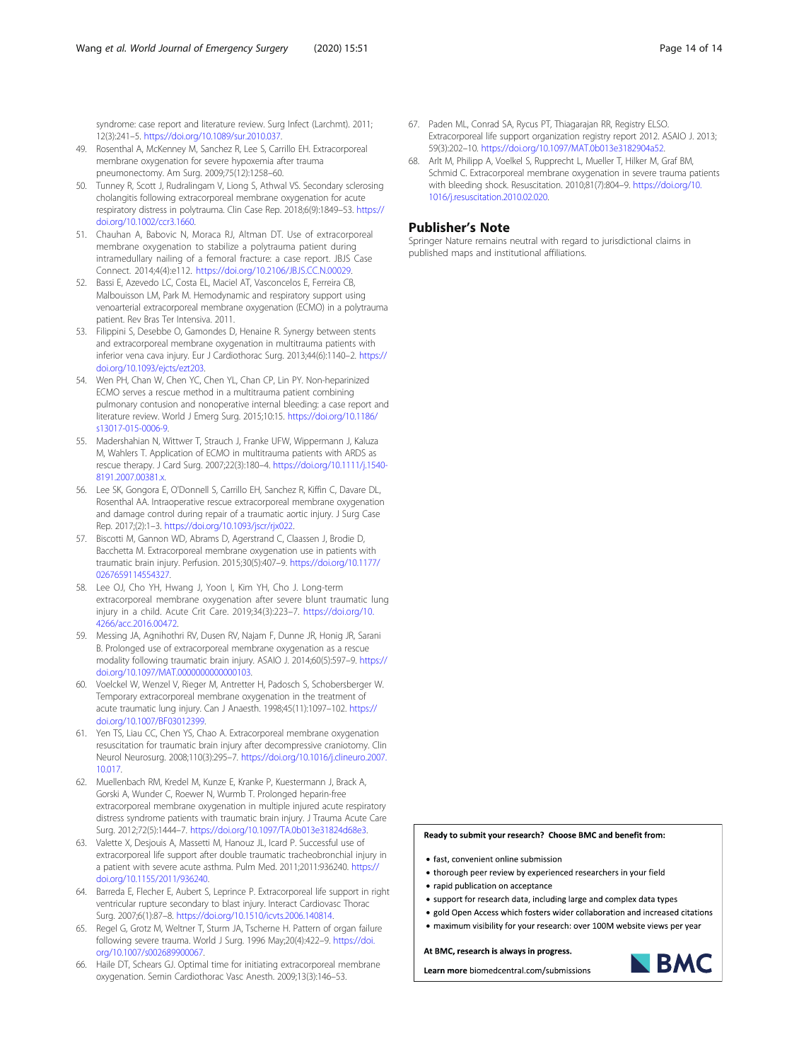syndrome: case report and literature review. Surg Infect (Larchmt). 2011; 12(3):241–5. https://doi.org/10.1089/sur.2010.037.

49. Rosenthal A, McKenney M, Sanchez R, Lee S, Carrillo EH. Extracorporeal membrane oxygenation for severe hypoxemia after trauma pneumonectomy. Am Surg. 2009;75(12):1258–60.
50. Tunney R, Scott J, Rudralingam V, Liong S, Athwal VS. Secondary sclerosing cholangitis following extracorporeal membrane oxygenation for acute respiratory distress in polytrauma. Clin Case Rep. 2018;6(9):1849–53. https://doi.org/10.1002/ccr3.1660.
51. Chauhan A, Babovic N, Moraca RJ, Altman DT. Use of extracorporeal membrane oxygenation to stabilize a polytrauma patient during intramedullary nailing of a femoral fracture: a case report. JBJS Case Connect. 2014;4(4):e112. https://doi.org/10.2106/JBJS.CC.N.00029.
52. Bassi E, Azevedo LC, Costa EL, Maciel AT, Vasconcelos E, Ferreira CB, Malbouisson LM, Park M. Hemodynamic and respiratory support using venoarterial extracorporeal membrane oxygenation (ECMO) in a polytrauma patient. Rev Bras Ter Intensiva. 2011.
53. Filippini S, Desebbe O, Gamondes D, Henaine R. Synergy between stents and extracorporeal membrane oxygenation in multitrauma patients with inferior vena cava injury. Eur J Cardiothorac Surg. 2013;44(6):1140–2. https://doi.org/10.1093/ejcts/ezt203.
54. Wen PH, Chan W, Chen YC, Chen YL, Chan CP, Lin PY. Non-heparinized ECMO serves a rescue method in a multitrauma patient combining pulmonary contusion and nonoperative internal bleeding: a case report and literature review. World J Emerg Surg. 2015;10:15. https://doi.org/10.1186/s13017-015-0006-9.
55. Madershahian N, Wittwer T, Strauch J, Franke UFW, Wippermann J, Kaluza M, Wahlers T. Application of ECMO in multitrauma patients with ARDS as rescue therapy. J Card Surg. 2007;22(3):180–4. https://doi.org/10.1111/j.1540-8191.2007.00381.x.
56. Lee SK, Gongora E, O'Donnell S, Carrillo EH, Sanchez R, Kiffin C, Davare DL, Rosenthal AA. Intraoperative rescue extracorporeal membrane oxygenation and damage control during repair of a traumatic aortic injury. J Surg Case Rep. 2017;(2):1–3. https://doi.org/10.1093/jscr/rjx022.
57. Biscotti M, Gannon WD, Abrams D, Agerstrand C, Claassen J, Brodie D, Bacchetta M. Extracorporeal membrane oxygenation use in patients with traumatic brain injury. Perfusion. 2015;30(5):407–9. https://doi.org/10.1177/0267659114554327.
58. Lee OJ, Cho YH, Hwang J, Yoon I, Kim YH, Cho J. Long-term extracorporeal membrane oxygenation after severe blunt traumatic lung injury in a child. Acute Crit Care. 2019;34(3):223–7. https://doi.org/10.4266/acc.2016.00472.
59. Messing JA, Agnihothri RV, Dusen RV, Najam F, Dunne JR, Honig JR, Sarani B. Prolonged use of extracorporeal membrane oxygenation as a rescue modality following traumatic brain injury. ASAIO J. 2014;60(5):597–9. https://doi.org/10.1097/MAT.0000000000000103.
60. Voelckel W, Wenzel V, Rieger M, Antretter H, Padosch S, Schobersberger W. Temporary extracorporeal membrane oxygenation in the treatment of acute traumatic lung injury. Can J Anaesth. 1998;45(11):1097–102. https://doi.org/10.1007/BF03012399.
61. Yen TS, Liau CC, Chen YS, Chao A. Extracorporeal membrane oxygenation resuscitation for traumatic brain injury after decompressive craniotomy. Clin Neurol Neurosurg. 2008;110(3):295–7. https://doi.org/10.1016/j.clineuro.2007.10.017.
62. Muellenbach RM, Kredel M, Kunze E, Kranke P, Kuestermann J, Brack A, Gorski A, Wunder C, Roewer N, Wurmb T. Prolonged heparin-free extracorporeal membrane oxygenation in multiple injured acute respiratory distress syndrome patients with traumatic brain injury. J Trauma Acute Care Surg. 2012;72(5):1444–7. https://doi.org/10.1097/TA.0b013e31824d68e3.
63. Valette X, Desjouis A, Massetti M, Hanouz JL, Icard P. Successful use of extracorporeal life support after double traumatic tracheobronchial injury in a patient with severe acute asthma. Pulm Med. 2011;2011:936240. https://doi.org/10.1155/2011/936240.
64. Barreda E, Flecher E, Aubert S, Leprince P. Extracorporeal life support in right ventricular rupture secondary to blast injury. Interact Cardiovasc Thorac Surg. 2007;6(1):87–8. https://doi.org/10.1510/icvts.2006.140814.
65. Regel G, Grotz M, Weltner T, Sturm JA, Tscherne H. Pattern of organ failure following severe trauma. World J Surg. 1996 May;20(4):422–9. https://doi.org/10.1007/s002689900067.
66. Haile DT, Schears GJ. Optimal time for initiating extracorporeal membrane oxygenation. Semin Cardiothorac Vasc Anesth. 2009;13(3):146–53.
67. Paden ML, Conrad SA, Rycus PT, Thiagarajan RR, Registry ELSO. Extracorporeal life support organization registry report 2012. ASAIO J. 2013; 59(3):202–10. https://doi.org/10.1097/MAT.0b013e3182904a52.
68. Arlt M, Philipp A, Voelkel S, Rupprecht L, Mueller T, Hilker M, Graf BM, Schmid C. Extracorporeal membrane oxygenation in severe trauma patients with bleeding shock. Resuscitation. 2010;81(7):804–9. https://doi.org/10.1016/j.resuscitation.2010.02.020.

## Publisher's Note

Springer Nature remains neutral with regard to jurisdictional claims in published maps and institutional affiliations.

**Ready to submit your research? Choose BMC and benefit from:**

- fast, convenient online submission
- thorough peer review by experienced researchers in your field
- rapid publication on acceptance
- support for research data, including large and complex data types
- gold Open Access which fosters wider collaboration and increased citations
- maximum visibility for your research: over 100M website views per year

**At BMC, research is always in progress.**

**Learn more** biomedcentral.com/submissions

BMC